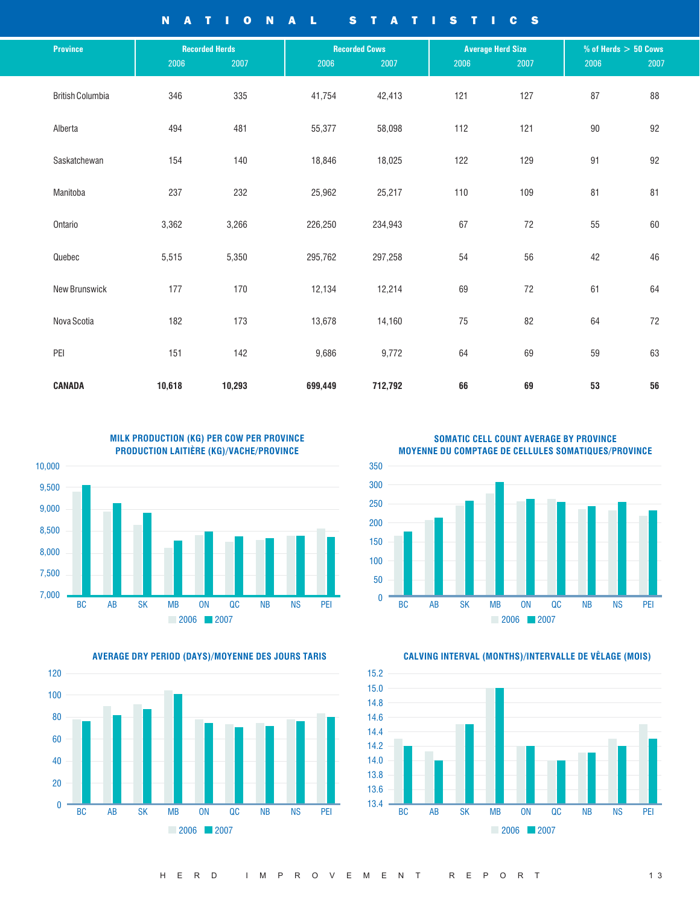# NATIONAL STATISTICS

| Province | Recorded Herds | | Recorded Cows | | Average Herd Size | | % of Herds > 50 Cows | |
|---|---|---|---|---|---|---|---|---|
| | 2006 | 2007 | 2006 | 2007 | 2006 | 2007 | 2006 | 2007 |
| British Columbia | 346 | 335 | 41,754 | 42,413 | 121 | 127 | 87 | 88 |
| Alberta | 494 | 481 | 55,377 | 58,098 | 112 | 121 | 90 | 92 |
| Saskatchewan | 154 | 140 | 18,846 | 18,025 | 122 | 129 | 91 | 92 |
| Manitoba | 237 | 232 | 25,962 | 25,217 | 110 | 109 | 81 | 81 |
| Ontario | 3,362 | 3,266 | 226,250 | 234,943 | 67 | 72 | 55 | 60 |
| Quebec | 5,515 | 5,350 | 295,762 | 297,258 | 54 | 56 | 42 | 46 |
| New Brunswick | 177 | 170 | 12,134 | 12,214 | 69 | 72 | 61 | 64 |
| Nova Scotia | 182 | 173 | 13,678 | 14,160 | 75 | 82 | 64 | 72 |
| PEI | 151 | 142 | 9,686 | 9,772 | 64 | 69 | 59 | 63 |
| **CANADA** | **10,618** | **10,293** | **699,449** | **712,792** | **66** | **69** | **53** | **56** |

### MILK PRODUCTION (KG) PER COW PER PROVINCE
### PRODUCTION LAITIÈRE (KG)/VACHE/PROVINCE

### SOMATIC CELL COUNT AVERAGE BY PROVINCE
### MOYENNE DU COMPTAGE DE CELLULES SOMATIQUES/PROVINCE

### AVERAGE DRY PERIOD (DAYS)/MOYENNE DES JOURS TARIS

### CALVING INTERVAL (MONTHS)/INTERVALLE DE VÊLAGE (MOIS)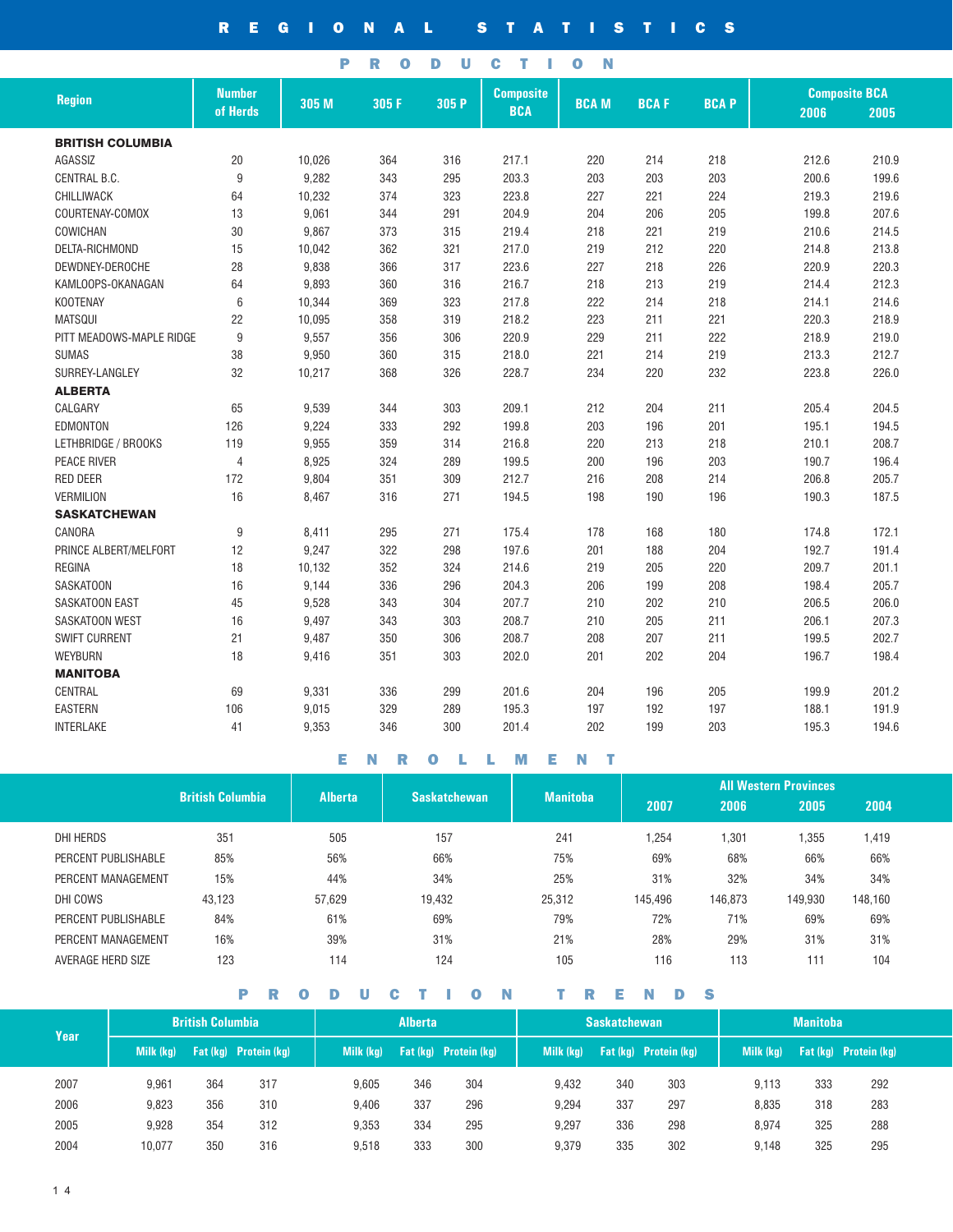# REGIONAL STATISTICS

## PRODUCTION

| Region | Number of Herds | 305 M | 305 F | 305 P | Composite BCA | BCA M | BCA F | BCA P | Composite BCA 2006 | Composite BCA 2005 |
|---|---|---|---|---|---|---|---|---|---|---|
| **BRITISH COLUMBIA** | | | | | | | | | | |
| AGASSIZ | 20 | 10,026 | 364 | 316 | 217.1 | 220 | 214 | 218 | 212.6 | 210.9 |
| CENTRAL B.C. | 9 | 9,282 | 343 | 295 | 203.3 | 203 | 203 | 203 | 200.6 | 199.6 |
| CHILLIWACK | 64 | 10,232 | 374 | 323 | 223.8 | 227 | 221 | 224 | 219.3 | 219.6 |
| COURTENAY-COMOX | 13 | 9,061 | 344 | 291 | 204.9 | 204 | 206 | 205 | 199.8 | 207.6 |
| COWICHAN | 30 | 9,867 | 373 | 315 | 219.4 | 218 | 221 | 219 | 210.6 | 214.5 |
| DELTA-RICHMOND | 15 | 10,042 | 362 | 321 | 217.0 | 219 | 212 | 220 | 214.8 | 213.8 |
| DEWDNEY-DEROCHE | 28 | 9,838 | 366 | 317 | 223.6 | 227 | 218 | 226 | 220.9 | 220.3 |
| KAMLOOPS-OKANAGAN | 64 | 9,893 | 360 | 316 | 216.7 | 218 | 213 | 219 | 214.4 | 212.3 |
| KOOTENAY | 6 | 10,344 | 369 | 323 | 217.8 | 222 | 214 | 218 | 214.1 | 214.6 |
| MATSQUI | 22 | 10,095 | 358 | 319 | 218.2 | 223 | 211 | 221 | 220.3 | 218.9 |
| PITT MEADOWS-MAPLE RIDGE | 9 | 9,557 | 356 | 306 | 220.9 | 229 | 211 | 222 | 218.9 | 219.0 |
| SUMAS | 38 | 9,950 | 360 | 315 | 218.0 | 221 | 214 | 219 | 213.3 | 212.7 |
| SURREY-LANGLEY | 32 | 10,217 | 368 | 326 | 228.7 | 234 | 220 | 232 | 223.8 | 226.0 |
| **ALBERTA** | | | | | | | | | | |
| CALGARY | 65 | 9,539 | 344 | 303 | 209.1 | 212 | 204 | 211 | 205.4 | 204.5 |
| EDMONTON | 126 | 9,224 | 333 | 292 | 199.8 | 203 | 196 | 201 | 195.1 | 194.5 |
| LETHBRIDGE / BROOKS | 119 | 9,955 | 359 | 314 | 216.8 | 220 | 213 | 218 | 210.1 | 208.7 |
| PEACE RIVER | 4 | 8,925 | 324 | 289 | 199.5 | 200 | 196 | 203 | 190.7 | 196.4 |
| RED DEER | 172 | 9,804 | 351 | 309 | 212.7 | 216 | 208 | 214 | 206.8 | 205.7 |
| VERMILION | 16 | 8,467 | 316 | 271 | 194.5 | 198 | 190 | 196 | 190.3 | 187.5 |
| **SASKATCHEWAN** | | | | | | | | | | |
| CANORA | 9 | 8,411 | 295 | 271 | 175.4 | 178 | 168 | 180 | 174.8 | 172.1 |
| PRINCE ALBERT/MELFORT | 12 | 9,247 | 322 | 298 | 197.6 | 201 | 188 | 204 | 192.7 | 191.4 |
| REGINA | 18 | 10,132 | 352 | 324 | 214.6 | 219 | 205 | 220 | 209.7 | 201.1 |
| SASKATOON | 16 | 9,144 | 336 | 296 | 204.3 | 206 | 199 | 208 | 198.4 | 205.7 |
| SASKATOON EAST | 45 | 9,528 | 343 | 304 | 207.7 | 210 | 202 | 210 | 206.5 | 206.0 |
| SASKATOON WEST | 16 | 9,497 | 343 | 303 | 208.7 | 210 | 205 | 211 | 206.1 | 207.3 |
| SWIFT CURRENT | 21 | 9,487 | 350 | 306 | 208.7 | 208 | 207 | 211 | 199.5 | 202.7 |
| WEYBURN | 18 | 9,416 | 351 | 303 | 202.0 | 201 | 202 | 204 | 196.7 | 198.4 |
| **MANITOBA** | | | | | | | | | | |
| CENTRAL | 69 | 9,331 | 336 | 299 | 201.6 | 204 | 196 | 205 | 199.9 | 201.2 |
| EASTERN | 106 | 9,015 | 329 | 289 | 195.3 | 197 | 192 | 197 | 188.1 | 191.9 |
| INTERLAKE | 41 | 9,353 | 346 | 300 | 201.4 | 202 | 199 | 203 | 195.3 | 194.6 |

## ENROLLMENT

| | British Columbia | Alberta | Saskatchewan | Manitoba | All Western Provinces 2007 | 2006 | 2005 | 2004 |
|---|---|---|---|---|---|---|---|---|
| DHI HERDS | 351 | 505 | 157 | 241 | 1,254 | 1,301 | 1,355 | 1,419 |
| PERCENT PUBLISHABLE | 85% | 56% | 66% | 75% | 69% | 68% | 66% | 66% |
| PERCENT MANAGEMENT | 15% | 44% | 34% | 25% | 31% | 32% | 34% | 34% |
| DHI COWS | 43,123 | 57,629 | 19,432 | 25,312 | 145,496 | 146,873 | 149,930 | 148,160 |
| PERCENT PUBLISHABLE | 84% | 61% | 69% | 79% | 72% | 71% | 69% | 69% |
| PERCENT MANAGEMENT | 16% | 39% | 31% | 21% | 28% | 29% | 31% | 31% |
| AVERAGE HERD SIZE | 123 | 114 | 124 | 105 | 116 | 113 | 111 | 104 |

## PRODUCTION TRENDS

| Year | British Columbia | | | Alberta | | | Saskatchewan | | | Manitoba | | |
|---|---|---|---|---|---|---|---|---|---|---|---|---|
| | Milk (kg) | Fat (kg) | Protein (kg) | Milk (kg) | Fat (kg) | Protein (kg) | Milk (kg) | Fat (kg) | Protein (kg) | Milk (kg) | Fat (kg) | Protein (kg) |
| 2007 | 9,961 | 364 | 317 | 9,605 | 346 | 304 | 9,432 | 340 | 303 | 9,113 | 333 | 292 |
| 2006 | 9,823 | 356 | 310 | 9,406 | 337 | 296 | 9,294 | 337 | 297 | 8,835 | 318 | 283 |
| 2005 | 9,928 | 354 | 312 | 9,353 | 334 | 295 | 9,297 | 336 | 298 | 8,974 | 325 | 288 |
| 2004 | 10,077 | 350 | 316 | 9,518 | 333 | 300 | 9,379 | 335 | 302 | 9,148 | 325 | 295 |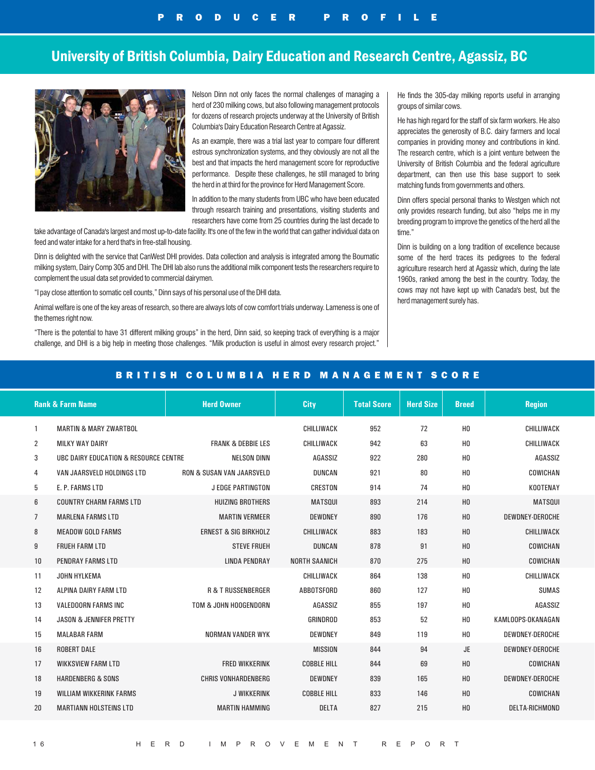## PRODUCER PROFILE

# University of British Columbia, Dairy Education and Research Centre, Agassiz, BC

Nelson Dinn not only faces the normal challenges of managing a herd of 230 milking cows, but also following management protocols for dozens of research projects underway at the University of British Columbia's Dairy Education Research Centre at Agassiz.

As an example, there was a trial last year to compare four different estrous synchronization systems, and they obviously are not all the best and that impacts the herd management score for reproductive performance. Despite these challenges, he still managed to bring the herd in at third for the province for Herd Management Score.

In addition to the many students from UBC who have been educated through research training and presentations, visiting students and researchers have come from 25 countries during the last decade to take advantage of Canada's largest and most up-to-date facility. It's one of the few in the world that can gather individual data on feed and water intake for a herd that's in free-stall housing.

Dinn is delighted with the service that CanWest DHI provides. Data collection and analysis is integrated among the Boumatic milking system, Dairy Comp 305 and DHI. The DHI lab also runs the additional milk component tests the researchers require to complement the usual data set provided to commercial dairymen.

"I pay close attention to somatic cell counts," Dinn says of his personal use of the DHI data.

Animal welfare is one of the key areas of research, so there are always lots of cow comfort trials underway. Lameness is one of the themes right now.

"There is the potential to have 31 different milking groups" in the herd, Dinn said, so keeping track of everything is a major challenge, and DHI is a big help in meeting those challenges. "Milk production is useful in almost every research project."

He finds the 305-day milking reports useful in arranging groups of similar cows.

He has high regard for the staff of six farm workers. He also appreciates the generosity of B.C. dairy farmers and local companies in providing money and contributions in kind. The research centre, which is a joint venture between the University of British Columbia and the federal agriculture department, can then use this base support to seek matching funds from governments and others.

Dinn offers special personal thanks to Westgen which not only provides research funding, but also "helps me in my breeding program to improve the genetics of the herd all the time."

Dinn is building on a long tradition of excellence because some of the herd traces its pedigrees to the federal agriculture research herd at Agassiz which, during the late 1960s, ranked among the best in the country. Today, the cows may not have kept up with Canada's best, but the herd management surely has.

## BRITISH COLUMBIA HERD MANAGEMENT SCORE

| Rank | Farm Name | Herd Owner | City | Total Score | Herd Size | Breed | Region |
|---|---|---|---|---|---|---|---|
| 1 | MARTIN & MARY ZWARTBOL | | CHILLIWACK | 952 | 72 | HO | CHILLIWACK |
| 2 | MILKY WAY DAIRY | FRANK & DEBBIE LES | CHILLIWACK | 942 | 63 | HO | CHILLIWACK |
| 3 | UBC DAIRY EDUCATION & RESOURCE CENTRE | NELSON DINN | AGASSIZ | 922 | 280 | HO | AGASSIZ |
| 4 | VAN JAARSVELD HOLDINGS LTD | RON & SUSAN VAN JAARSVELD | DUNCAN | 921 | 80 | HO | COWICHAN |
| 5 | E. P. FARMS LTD | J EDGE PARTINGTON | CRESTON | 914 | 74 | HO | KOOTENAY |
| 6 | COUNTRY CHARM FARMS LTD | HUIZING BROTHERS | MATSQUI | 893 | 214 | HO | MATSQUI |
| 7 | MARLENA FARMS LTD | MARTIN VERMEER | DEWDNEY | 890 | 176 | HO | DEWDNEY-DEROCHE |
| 8 | MEADOW GOLD FARMS | ERNEST & SIG BIRKHOLZ | CHILLIWACK | 883 | 183 | HO | CHILLIWACK |
| 9 | FRUEH FARM LTD | STEVE FRUEH | DUNCAN | 878 | 91 | HO | COWICHAN |
| 10 | PENDRAY FARMS LTD | LINDA PENDRAY | NORTH SAANICH | 870 | 275 | HO | COWICHAN |
| 11 | JOHN HYLKEMA | | CHILLIWACK | 864 | 138 | HO | CHILLIWACK |
| 12 | ALPINA DAIRY FARM LTD | R & T RUSSENBERGER | ABBOTSFORD | 860 | 127 | HO | SUMAS |
| 13 | VALEDOORN FARMS INC | TOM & JOHN HOOGENDORN | AGASSIZ | 855 | 197 | HO | AGASSIZ |
| 14 | JASON & JENNIFER PRETTY | | GRINDROD | 853 | 52 | HO | KAMLOOPS-OKANAGAN |
| 15 | MALABAR FARM | NORMAN VANDER WYK | DEWDNEY | 849 | 119 | HO | DEWDNEY-DEROCHE |
| 16 | ROBERT DALE | | MISSION | 844 | 94 | JE | DEWDNEY-DEROCHE |
| 17 | WIKKSVIEW FARM LTD | FRED WIKKERINK | COBBLE HILL | 844 | 69 | HO | COWICHAN |
| 18 | HARDENBERG & SONS | CHRIS VONHARDENBERG | DEWDNEY | 839 | 165 | HO | DEWDNEY-DEROCHE |
| 19 | WILLIAM WIKKERINK FARMS | J WIKKERINK | COBBLE HILL | 833 | 146 | HO | COWICHAN |
| 20 | MARTIANN HOLSTEINS LTD | MARTIN HAMMING | DELTA | 827 | 215 | HO | DELTA-RICHMOND |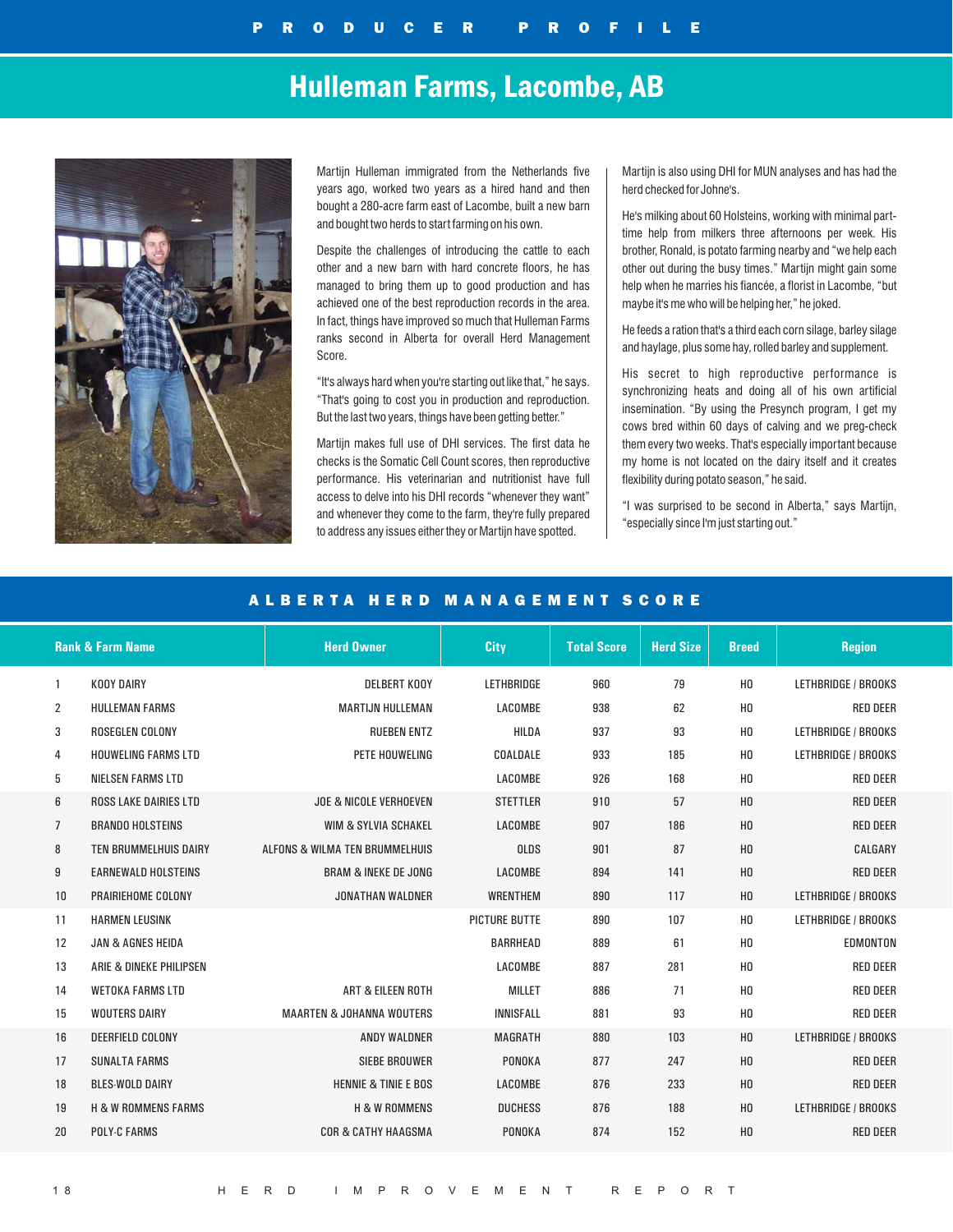# Hulleman Farms, Lacombe, AB

Martijn Hulleman immigrated from the Netherlands five years ago, worked two years as a hired hand and then bought a 280-acre farm east of Lacombe, built a new barn and bought two herds to start farming on his own.

Despite the challenges of introducing the cattle to each other and a new barn with hard concrete floors, he has managed to bring them up to good production and has achieved one of the best reproduction records in the area. In fact, things have improved so much that Hulleman Farms ranks second in Alberta for overall Herd Management Score.

"It's always hard when you're starting out like that," he says. "That's going to cost you in production and reproduction. But the last two years, things have been getting better."

Martijn makes full use of DHI services. The first data he checks is the Somatic Cell Count scores, then reproductive performance. His veterinarian and nutritionist have full access to delve into his DHI records "whenever they want" and whenever they come to the farm, they're fully prepared to address any issues either they or Martijn have spotted.

Martijn is also using DHI for MUN analyses and has had the herd checked for Johne's.

He's milking about 60 Holsteins, working with minimal part-time help from milkers three afternoons per week. His brother, Ronald, is potato farming nearby and "we help each other out during the busy times." Martijn might gain some help when he marries his fiancée, a florist in Lacombe, "but maybe it's me who will be helping her," he joked.

He feeds a ration that's a third each corn silage, barley silage and haylage, plus some hay, rolled barley and supplement.

His secret to high reproductive performance is synchronizing heats and doing all of his own artificial insemination. "By using the Presynch program, I get my cows bred within 60 days of calving and we preg-check them every two weeks. That's especially important because my home is not located on the dairy itself and it creates flexibility during potato season," he said.

"I was surprised to be second in Alberta," says Martijn, "especially since I'm just starting out."

## ALBERTA HERD MANAGEMENT SCORE

| Rank | Farm Name | Herd Owner | City | Total Score | Herd Size | Breed | Region |
|---|---|---|---|---|---|---|---|
| 1 | KOOY DAIRY | DELBERT KOOY | LETHBRIDGE | 960 | 79 | HO | LETHBRIDGE / BROOKS |
| 2 | HULLEMAN FARMS | MARTIJN HULLEMAN | LACOMBE | 938 | 62 | HO | RED DEER |
| 3 | ROSEGLEN COLONY | RUEBEN ENTZ | HILDA | 937 | 93 | HO | LETHBRIDGE / BROOKS |
| 4 | HOUWELING FARMS LTD | PETE HOUWELING | COALDALE | 933 | 185 | HO | LETHBRIDGE / BROOKS |
| 5 | NIELSEN FARMS LTD | | LACOMBE | 926 | 168 | HO | RED DEER |
| 6 | ROSS LAKE DAIRIES LTD | JOE & NICOLE VERHOEVEN | STETTLER | 910 | 57 | HO | RED DEER |
| 7 | BRANDO HOLSTEINS | WIM & SYLVIA SCHAKEL | LACOMBE | 907 | 186 | HO | RED DEER |
| 8 | TEN BRUMMELHUIS DAIRY | ALFONS & WILMA TEN BRUMMELHUIS | OLDS | 901 | 87 | HO | CALGARY |
| 9 | EARNEWALD HOLSTEINS | BRAM & INEKE DE JONG | LACOMBE | 894 | 141 | HO | RED DEER |
| 10 | PRAIRIEHOME COLONY | JONATHAN WALDNER | WRENTHEM | 890 | 117 | HO | LETHBRIDGE / BROOKS |
| 11 | HARMEN LEUSINK | | PICTURE BUTTE | 890 | 107 | HO | LETHBRIDGE / BROOKS |
| 12 | JAN & AGNES HEIDA | | BARRHEAD | 889 | 61 | HO | EDMONTON |
| 13 | ARIE & DINEKE PHILIPSEN | | LACOMBE | 887 | 281 | HO | RED DEER |
| 14 | WETOKA FARMS LTD | ART & EILEEN ROTH | MILLET | 886 | 71 | HO | RED DEER |
| 15 | WOUTERS DAIRY | MAARTEN & JOHANNA WOUTERS | INNISFALL | 881 | 93 | HO | RED DEER |
| 16 | DEERFIELD COLONY | ANDY WALDNER | MAGRATH | 880 | 103 | HO | LETHBRIDGE / BROOKS |
| 17 | SUNALTA FARMS | SIEBE BROUWER | PONOKA | 877 | 247 | HO | RED DEER |
| 18 | BLES-WOLD DAIRY | HENNIE & TINIE E BOS | LACOMBE | 876 | 233 | HO | RED DEER |
| 19 | H & W ROMMENS FARMS | H & W ROMMENS | DUCHESS | 876 | 188 | HO | LETHBRIDGE / BROOKS |
| 20 | POLY-C FARMS | COR & CATHY HAAGSMA | PONOKA | 874 | 152 | HO | RED DEER |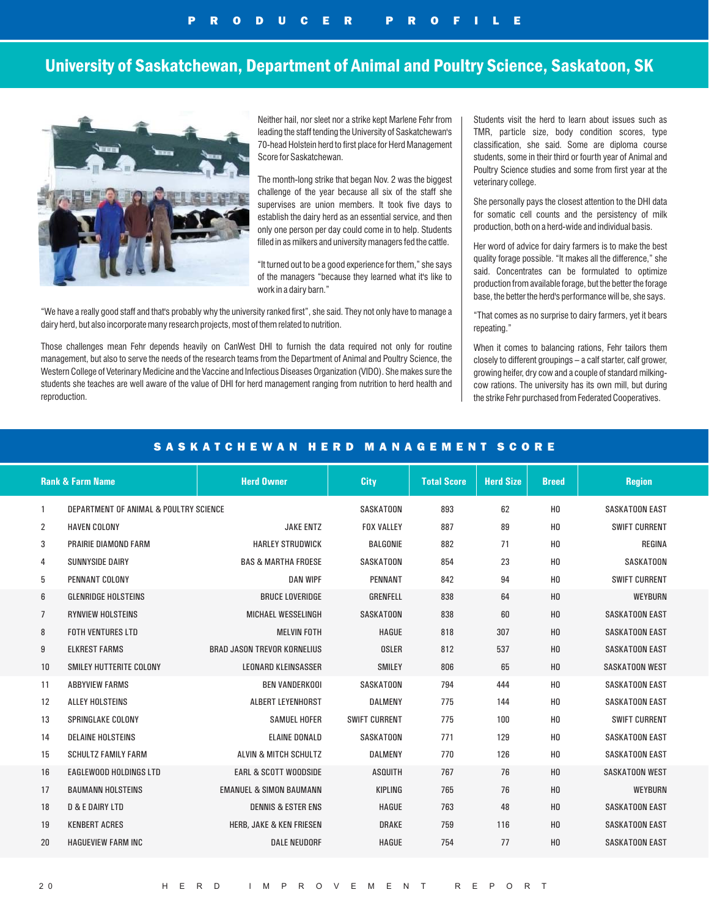# PRODUCER PROFILE

## University of Saskatchewan, Department of Animal and Poultry Science, Saskatoon, SK

Neither hail, nor sleet nor a strike kept Marlene Fehr from leading the staff tending the University of Saskatchewan's 70-head Holstein herd to first place for Herd Management Score for Saskatchewan.

The month-long strike that began Nov. 2 was the biggest challenge of the year because all six of the staff she supervises are union members. It took five days to establish the dairy herd as an essential service, and then only one person per day could come in to help. Students filled in as milkers and university managers fed the cattle.

"It turned out to be a good experience for them," she says of the managers "because they learned what it's like to work in a dairy barn."

"We have a really good staff and that's probably why the university ranked first", she said. They not only have to manage a dairy herd, but also incorporate many research projects, most of them related to nutrition.

Those challenges mean Fehr depends heavily on CanWest DHI to furnish the data required not only for routine management, but also to serve the needs of the research teams from the Department of Animal and Poultry Science, the Western College of Veterinary Medicine and the Vaccine and Infectious Diseases Organization (VIDO). She makes sure the students she teaches are well aware of the value of DHI for herd management ranging from nutrition to herd health and reproduction.

Students visit the herd to learn about issues such as TMR, particle size, body condition scores, type classification, she said. Some are diploma course students, some in their third or fourth year of Animal and Poultry Science studies and some from first year at the veterinary college.

She personally pays the closest attention to the DHI data for somatic cell counts and the persistency of milk production, both on a herd-wide and individual basis.

Her word of advice for dairy farmers is to make the best quality forage possible. "It makes all the difference," she said. Concentrates can be formulated to optimize production from available forage, but the better the forage base, the better the herd's performance will be, she says.

"That comes as no surprise to dairy farmers, yet it bears repeating."

When it comes to balancing rations, Fehr tailors them closely to different groupings – a calf starter, calf grower, growing heifer, dry cow and a couple of standard milking-cow rations. The university has its own mill, but during the strike Fehr purchased from Federated Cooperatives.

## SASKATCHEWAN HERD MANAGEMENT SCORE

| Rank | Farm Name | Herd Owner | City | Total Score | Herd Size | Breed | Region |
|---|---|---|---|---|---|---|---|
| 1 | DEPARTMENT OF ANIMAL & POULTRY SCIENCE | | SASKATOON | 893 | 62 | HO | SASKATOON EAST |
| 2 | HAVEN COLONY | JAKE ENTZ | FOX VALLEY | 887 | 89 | HO | SWIFT CURRENT |
| 3 | PRAIRIE DIAMOND FARM | HARLEY STRUDWICK | BALGONIE | 882 | 71 | HO | REGINA |
| 4 | SUNNYSIDE DAIRY | BAS & MARTHA FROESE | SASKATOON | 854 | 23 | HO | SASKATOON |
| 5 | PENNANT COLONY | DAN WIPF | PENNANT | 842 | 94 | HO | SWIFT CURRENT |
| 6 | GLENRIDGE HOLSTEINS | BRUCE LOVERIDGE | GRENFELL | 838 | 64 | HO | WEYBURN |
| 7 | RYNVIEW HOLSTEINS | MICHAEL WESSELINGH | SASKATOON | 838 | 60 | HO | SASKATOON EAST |
| 8 | FOTH VENTURES LTD | MELVIN FOTH | HAGUE | 818 | 307 | HO | SASKATOON EAST |
| 9 | ELKREST FARMS | BRAD JASON TREVOR KORNELIUS | OSLER | 812 | 537 | HO | SASKATOON EAST |
| 10 | SMILEY HUTTERITE COLONY | LEONARD KLEINSASSER | SMILEY | 806 | 65 | HO | SASKATOON WEST |
| 11 | ABBYVIEW FARMS | BEN VANDERKOOI | SASKATOON | 794 | 444 | HO | SASKATOON EAST |
| 12 | ALLEY HOLSTEINS | ALBERT LEYENHORST | DALMENY | 775 | 144 | HO | SASKATOON EAST |
| 13 | SPRINGLAKE COLONY | SAMUEL HOFER | SWIFT CURRENT | 775 | 100 | HO | SWIFT CURRENT |
| 14 | DELAINE HOLSTEINS | ELAINE DONALD | SASKATOON | 771 | 129 | HO | SASKATOON EAST |
| 15 | SCHULTZ FAMILY FARM | ALVIN & MITCH SCHULTZ | DALMENY | 770 | 126 | HO | SASKATOON EAST |
| 16 | EAGLEWOOD HOLDINGS LTD | EARL & SCOTT WOODSIDE | ASQUITH | 767 | 76 | HO | SASKATOON WEST |
| 17 | BAUMANN HOLSTEINS | EMANUEL & SIMON BAUMANN | KIPLING | 765 | 76 | HO | WEYBURN |
| 18 | D & E DAIRY LTD | DENNIS & ESTER ENS | HAGUE | 763 | 48 | HO | SASKATOON EAST |
| 19 | KENBERT ACRES | HERB, JAKE & KEN FRIESEN | DRAKE | 759 | 116 | HO | SASKATOON EAST |
| 20 | HAGUEVIEW FARM INC | DALE NEUDORF | HAGUE | 754 | 77 | HO | SASKATOON EAST |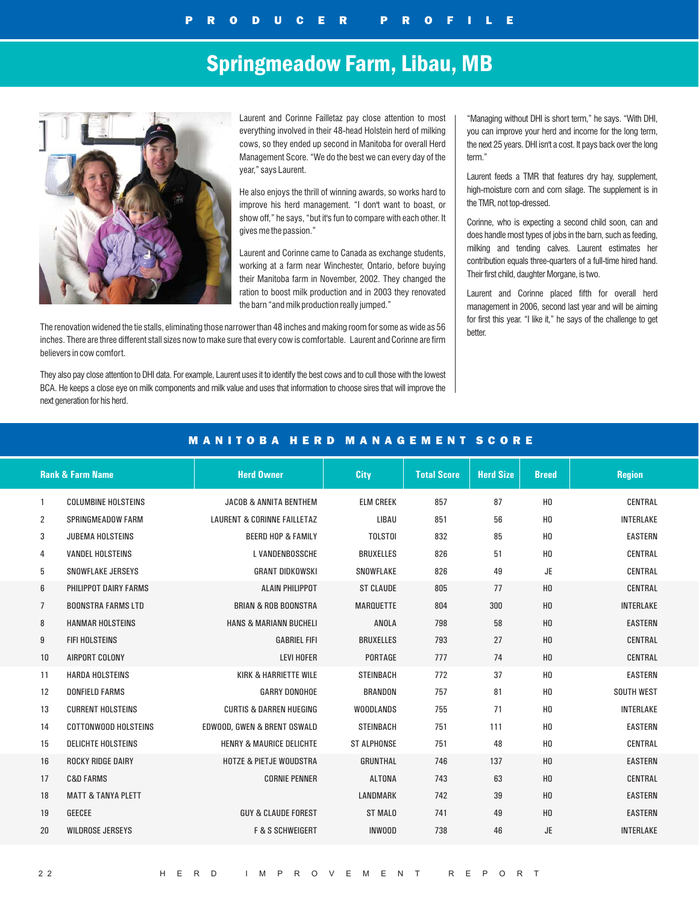PRODUCER PROFILE

# Springmeadow Farm, Libau, MB

Laurent and Corinne Failletaz pay close attention to most everything involved in their 48-head Holstein herd of milking cows, so they ended up second in Manitoba for overall Herd Management Score. "We do the best we can every day of the year," says Laurent.

He also enjoys the thrill of winning awards, so works hard to improve his herd management. "I don't want to boast, or show off," he says, "but it's fun to compare with each other. It gives me the passion."

Laurent and Corinne came to Canada as exchange students, working at a farm near Winchester, Ontario, before buying their Manitoba farm in November, 2002. They changed the ration to boost milk production and in 2003 they renovated the barn "and milk production really jumped."

The renovation widened the tie stalls, eliminating those narrower than 48 inches and making room for some as wide as 56 inches. There are three different stall sizes now to make sure that every cow is comfortable. Laurent and Corinne are firm believers in cow comfort.

They also pay close attention to DHI data. For example, Laurent uses it to identify the best cows and to cull those with the lowest BCA. He keeps a close eye on milk components and milk value and uses that information to choose sires that will improve the next generation for his herd.

"Managing without DHI is short term," he says. "With DHI, you can improve your herd and income for the long term, the next 25 years. DHI isn't a cost. It pays back over the long term."

Laurent feeds a TMR that features dry hay, supplement, high-moisture corn and corn silage. The supplement is in the TMR, not top-dressed.

Corinne, who is expecting a second child soon, can and does handle most types of jobs in the barn, such as feeding, milking and tending calves. Laurent estimates her contribution equals three-quarters of a full-time hired hand. Their first child, daughter Morgane, is two.

Laurent and Corinne placed fifth for overall herd management in 2006, second last year and will be aiming for first this year. "I like it," he says of the challenge to get better.

## MANITOBA HERD MANAGEMENT SCORE

| Rank | Farm Name | Herd Owner | City | Total Score | Herd Size | Breed | Region |
|---|---|---|---|---|---|---|---|
| 1 | COLUMBINE HOLSTEINS | JACOB & ANNITA BENTHEM | ELM CREEK | 857 | 87 | HO | CENTRAL |
| 2 | SPRINGMEADOW FARM | LAURENT & CORINNE FAILLETAZ | LIBAU | 851 | 56 | HO | INTERLAKE |
| 3 | JUBEMA HOLSTEINS | BEERD HOP & FAMILY | TOLSTOI | 832 | 85 | HO | EASTERN |
| 4 | VANDEL HOLSTEINS | L VANDENBOSSCHE | BRUXELLES | 826 | 51 | HO | CENTRAL |
| 5 | SNOWFLAKE JERSEYS | GRANT DIDKOWSKI | SNOWFLAKE | 826 | 49 | JE | CENTRAL |
| 6 | PHILIPPOT DAIRY FARMS | ALAIN PHILIPPOT | ST CLAUDE | 805 | 77 | HO | CENTRAL |
| 7 | BOONSTRA FARMS LTD | BRIAN & ROB BOONSTRA | MARQUETTE | 804 | 300 | HO | INTERLAKE |
| 8 | HANMAR HOLSTEINS | HANS & MARIANN BUCHELI | ANOLA | 798 | 58 | HO | EASTERN |
| 9 | FIFI HOLSTEINS | GABRIEL FIFI | BRUXELLES | 793 | 27 | HO | CENTRAL |
| 10 | AIRPORT COLONY | LEVI HOFER | PORTAGE | 777 | 74 | HO | CENTRAL |
| 11 | HARDA HOLSTEINS | KIRK & HARRIETTE WILE | STEINBACH | 772 | 37 | HO | EASTERN |
| 12 | DONFIELD FARMS | GARRY DONOHOE | BRANDON | 757 | 81 | HO | SOUTH WEST |
| 13 | CURRENT HOLSTEINS | CURTIS & DARREN HUEGING | WOODLANDS | 755 | 71 | HO | INTERLAKE |
| 14 | COTTONWOOD HOLSTEINS | EDWOOD, GWEN & BRENT OSWALD | STEINBACH | 751 | 111 | HO | EASTERN |
| 15 | DELICHTE HOLSTEINS | HENRY & MAURICE DELICHTE | ST ALPHONSE | 751 | 48 | HO | CENTRAL |
| 16 | ROCKY RIDGE DAIRY | HOTZE & PIETJE WOUDSTRA | GRUNTHAL | 746 | 137 | HO | EASTERN |
| 17 | C&D FARMS | CORNIE PENNER | ALTONA | 743 | 63 | HO | CENTRAL |
| 18 | MATT & TANYA PLETT | | LANDMARK | 742 | 39 | HO | EASTERN |
| 19 | GEECEE | GUY & CLAUDE FOREST | ST MALO | 741 | 49 | HO | EASTERN |
| 20 | WILDROSE JERSEYS | F & S SCHWEIGERT | INWOOD | 738 | 46 | JE | INTERLAKE |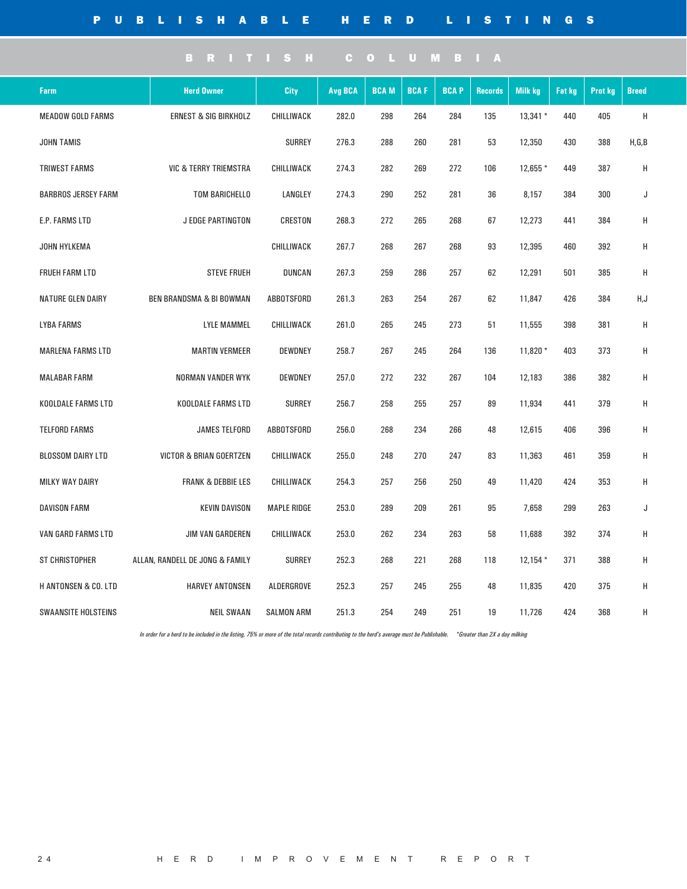# PUBLISHABLE HERD LISTINGS

## BRITISH COLUMBIA

| Farm | Herd Owner | City | Avg BCA | BCA M | BCA F | BCA P | Records | Milk kg | Fat kg | Prot kg | Breed |
|---|---|---|---|---|---|---|---|---|---|---|---|
| MEADOW GOLD FARMS | ERNEST & SIG BIRKHOLZ | CHILLIWACK | 282.0 | 298 | 264 | 284 | 135 | 13,341 * | 440 | 405 | H |
| JOHN TAMIS | | SURREY | 276.3 | 288 | 260 | 281 | 53 | 12,350 | 430 | 388 | H,G,B |
| TRIWEST FARMS | VIC & TERRY TRIEMSTRA | CHILLIWACK | 274.3 | 282 | 269 | 272 | 106 | 12,655 * | 449 | 387 | H |
| BARBROS JERSEY FARM | TOM BARICHELLO | LANGLEY | 274.3 | 290 | 252 | 281 | 36 | 8,157 | 384 | 300 | J |
| E.P. FARMS LTD | J EDGE PARTINGTON | CRESTON | 268.3 | 272 | 265 | 268 | 67 | 12,273 | 441 | 384 | H |
| JOHN HYLKEMA | | CHILLIWACK | 267.7 | 268 | 267 | 268 | 93 | 12,395 | 460 | 392 | H |
| FRUEH FARM LTD | STEVE FRUEH | DUNCAN | 267.3 | 259 | 286 | 257 | 62 | 12,291 | 501 | 385 | H |
| NATURE GLEN DAIRY | BEN BRANDSMA & BI BOWMAN | ABBOTSFORD | 261.3 | 263 | 254 | 267 | 62 | 11,847 | 426 | 384 | H,J |
| LYBA FARMS | LYLE MAMMEL | CHILLIWACK | 261.0 | 265 | 245 | 273 | 51 | 11,555 | 398 | 381 | H |
| MARLENA FARMS LTD | MARTIN VERMEER | DEWDNEY | 258.7 | 267 | 245 | 264 | 136 | 11,820 * | 403 | 373 | H |
| MALABAR FARM | NORMAN VANDER WYK | DEWDNEY | 257.0 | 272 | 232 | 267 | 104 | 12,183 | 386 | 382 | H |
| KOOLDALE FARMS LTD | KOOLDALE FARMS LTD | SURREY | 256.7 | 258 | 255 | 257 | 89 | 11,934 | 441 | 379 | H |
| TELFORD FARMS | JAMES TELFORD | ABBOTSFORD | 256.0 | 268 | 234 | 266 | 48 | 12,615 | 406 | 396 | H |
| BLOSSOM DAIRY LTD | VICTOR & BRIAN GOERTZEN | CHILLIWACK | 255.0 | 248 | 270 | 247 | 83 | 11,363 | 461 | 359 | H |
| MILKY WAY DAIRY | FRANK & DEBBIE LES | CHILLIWACK | 254.3 | 257 | 256 | 250 | 49 | 11,420 | 424 | 353 | H |
| DAVISON FARM | KEVIN DAVISON | MAPLE RIDGE | 253.0 | 289 | 209 | 261 | 95 | 7,658 | 299 | 263 | J |
| VAN GARD FARMS LTD | JIM VAN GARDEREN | CHILLIWACK | 253.0 | 262 | 234 | 263 | 58 | 11,688 | 392 | 374 | H |
| ST CHRISTOPHER | ALLAN, RANDELL DE JONG & FAMILY | SURREY | 252.3 | 268 | 221 | 268 | 118 | 12,154 * | 371 | 388 | H |
| H ANTONSEN & CO. LTD | HARVEY ANTONSEN | ALDERGROVE | 252.3 | 257 | 245 | 255 | 48 | 11,835 | 420 | 375 | H |
| SWAANSITE HOLSTEINS | NEIL SWAAN | SALMON ARM | 251.3 | 254 | 249 | 251 | 19 | 11,726 | 424 | 368 | H |

*In order for a herd to be included in the listing, 75% or more of the total records contributing to the herd's average must be Publishable. \*Greater than 2X a day milking*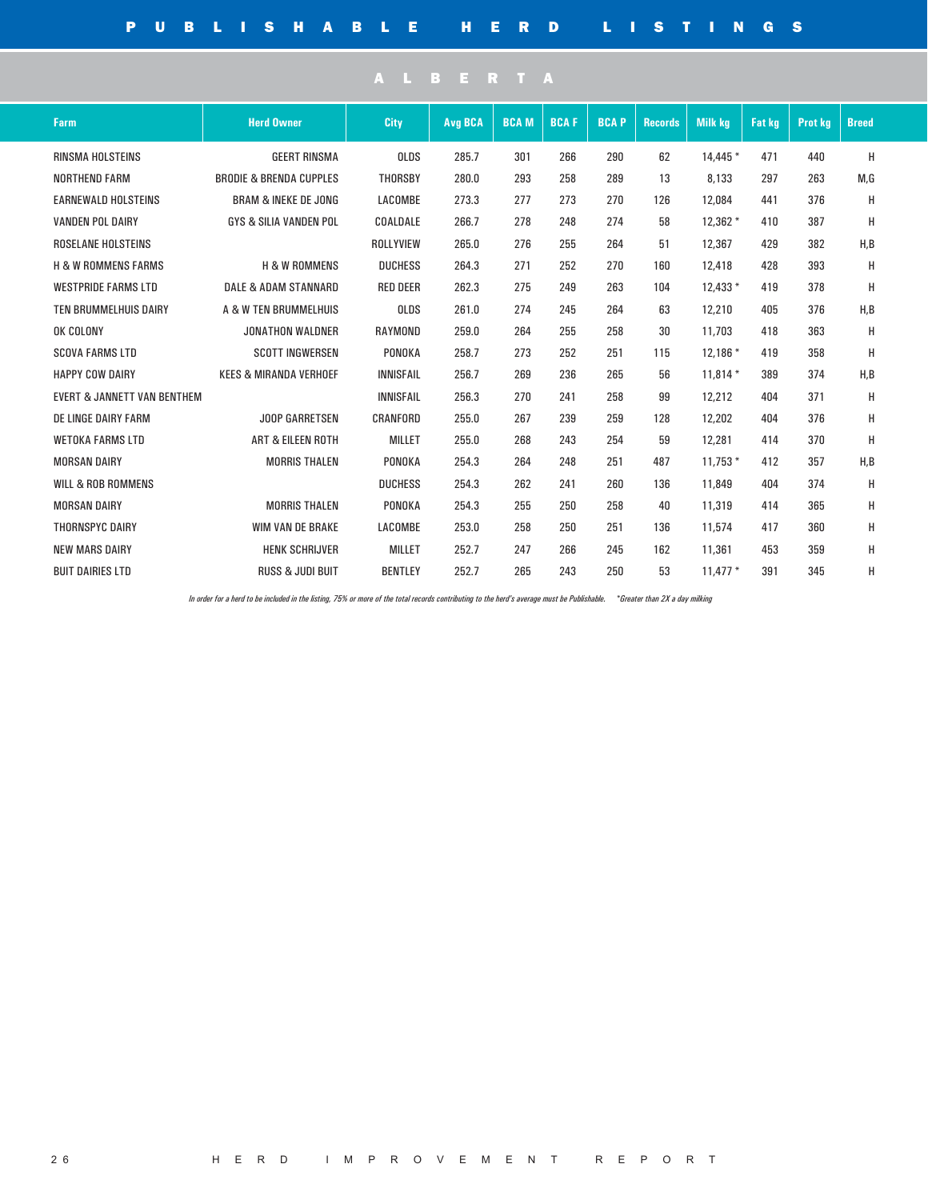# PUBLISHABLE HERD LISTINGS

## ALBERTA

| Farm | Herd Owner | City | Avg BCA | BCA M | BCA F | BCA P | Records | Milk kg | Fat kg | Prot kg | Breed |
|---|---|---|---|---|---|---|---|---|---|---|---|
| RINSMA HOLSTEINS | GEERT RINSMA | OLDS | 285.7 | 301 | 266 | 290 | 62 | 14,445 * | 471 | 440 | H |
| NORTHEND FARM | BRODIE & BRENDA CUPPLES | THORSBY | 280.0 | 293 | 258 | 289 | 13 | 8,133 | 297 | 263 | M,G |
| EARNEWALD HOLSTEINS | BRAM & INEKE DE JONG | LACOMBE | 273.3 | 277 | 273 | 270 | 126 | 12,084 | 441 | 376 | H |
| VANDEN POL DAIRY | GYS & SILIA VANDEN POL | COALDALE | 266.7 | 278 | 248 | 274 | 58 | 12,362 * | 410 | 387 | H |
| ROSELANE HOLSTEINS | | ROLLYVIEW | 265.0 | 276 | 255 | 264 | 51 | 12,367 | 429 | 382 | H,B |
| H & W ROMMENS FARMS | H & W ROMMENS | DUCHESS | 264.3 | 271 | 252 | 270 | 160 | 12,418 | 428 | 393 | H |
| WESTPRIDE FARMS LTD | DALE & ADAM STANNARD | RED DEER | 262.3 | 275 | 249 | 263 | 104 | 12,433 * | 419 | 378 | H |
| TEN BRUMMELHUIS DAIRY | A & W TEN BRUMMELHUIS | OLDS | 261.0 | 274 | 245 | 264 | 63 | 12,210 | 405 | 376 | H,B |
| OK COLONY | JONATHON WALDNER | RAYMOND | 259.0 | 264 | 255 | 258 | 30 | 11,703 | 418 | 363 | H |
| SCOVA FARMS LTD | SCOTT INGWERSEN | PONOKA | 258.7 | 273 | 252 | 251 | 115 | 12,186 * | 419 | 358 | H |
| HAPPY COW DAIRY | KEES & MIRANDA VERHOEF | INNISFAIL | 256.7 | 269 | 236 | 265 | 56 | 11,814 * | 389 | 374 | H,B |
| EVERT & JANNETT VAN BENTHEM | | INNISFAIL | 256.3 | 270 | 241 | 258 | 99 | 12,212 | 404 | 371 | H |
| DE LINGE DAIRY FARM | JOOP GARRETSEN | CRANFORD | 255.0 | 267 | 239 | 259 | 128 | 12,202 | 404 | 376 | H |
| WETOKA FARMS LTD | ART & EILEEN ROTH | MILLET | 255.0 | 268 | 243 | 254 | 59 | 12,281 | 414 | 370 | H |
| MORSAN DAIRY | MORRIS THALEN | PONOKA | 254.3 | 264 | 248 | 251 | 487 | 11,753 * | 412 | 357 | H,B |
| WILL & ROB ROMMENS | | DUCHESS | 254.3 | 262 | 241 | 260 | 136 | 11,849 | 404 | 374 | H |
| MORSAN DAIRY | MORRIS THALEN | PONOKA | 254.3 | 255 | 250 | 258 | 40 | 11,319 | 414 | 365 | H |
| THORNSPYC DAIRY | WIM VAN DE BRAKE | LACOMBE | 253.0 | 258 | 250 | 251 | 136 | 11,574 | 417 | 360 | H |
| NEW MARS DAIRY | HENK SCHRIJVER | MILLET | 252.7 | 247 | 266 | 245 | 162 | 11,361 | 453 | 359 | H |
| BUIT DAIRIES LTD | RUSS & JUDI BUIT | BENTLEY | 252.7 | 265 | 243 | 250 | 53 | 11,477 * | 391 | 345 | H |

*In order for a herd to be included in the listing, 75% or more of the total records contributing to the herd's average must be Publishable. \*Greater than 2X a day milking*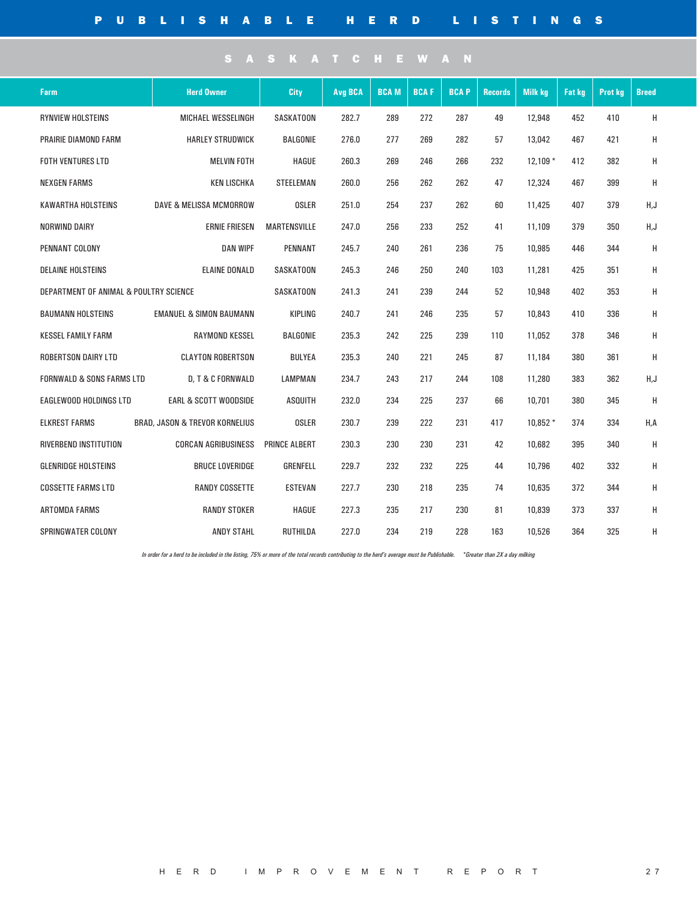# PUBLISHABLE HERD LISTINGS

## SASKATCHEWAN

| Farm | Herd Owner | City | Avg BCA | BCA M | BCA F | BCA P | Records | Milk kg | Fat kg | Prot kg | Breed |
|---|---|---|---|---|---|---|---|---|---|---|---|
| RYNVIEW HOLSTEINS | MICHAEL WESSELINGH | SASKATOON | 282.7 | 289 | 272 | 287 | 49 | 12,948 | 452 | 410 | H |
| PRAIRIE DIAMOND FARM | HARLEY STRUDWICK | BALGONIE | 276.0 | 277 | 269 | 282 | 57 | 13,042 | 467 | 421 | H |
| FOTH VENTURES LTD | MELVIN FOTH | HAGUE | 260.3 | 269 | 246 | 266 | 232 | 12,109 * | 412 | 382 | H |
| NEXGEN FARMS | KEN LISCHKA | STEELEMAN | 260.0 | 256 | 262 | 262 | 47 | 12,324 | 467 | 399 | H |
| KAWARTHA HOLSTEINS | DAVE & MELISSA MCMORROW | OSLER | 251.0 | 254 | 237 | 262 | 60 | 11,425 | 407 | 379 | H,J |
| NORWIND DAIRY | ERNIE FRIESEN | MARTENSVILLE | 247.0 | 256 | 233 | 252 | 41 | 11,109 | 379 | 350 | H,J |
| PENNANT COLONY | DAN WIPF | PENNANT | 245.7 | 240 | 261 | 236 | 75 | 10,985 | 446 | 344 | H |
| DELAINE HOLSTEINS | ELAINE DONALD | SASKATOON | 245.3 | 246 | 250 | 240 | 103 | 11,281 | 425 | 351 | H |
| DEPARTMENT OF ANIMAL & POULTRY SCIENCE | | SASKATOON | 241.3 | 241 | 239 | 244 | 52 | 10,948 | 402 | 353 | H |
| BAUMANN HOLSTEINS | EMANUEL & SIMON BAUMANN | KIPLING | 240.7 | 241 | 246 | 235 | 57 | 10,843 | 410 | 336 | H |
| KESSEL FAMILY FARM | RAYMOND KESSEL | BALGONIE | 235.3 | 242 | 225 | 239 | 110 | 11,052 | 378 | 346 | H |
| ROBERTSON DAIRY LTD | CLAYTON ROBERTSON | BULYEA | 235.3 | 240 | 221 | 245 | 87 | 11,184 | 380 | 361 | H |
| FORNWALD & SONS FARMS LTD | D, T & C FORNWALD | LAMPMAN | 234.7 | 243 | 217 | 244 | 108 | 11,280 | 383 | 362 | H,J |
| EAGLEWOOD HOLDINGS LTD | EARL & SCOTT WOODSIDE | ASQUITH | 232.0 | 234 | 225 | 237 | 66 | 10,701 | 380 | 345 | H |
| ELKREST FARMS | BRAD, JASON & TREVOR KORNELIUS | OSLER | 230.7 | 239 | 222 | 231 | 417 | 10,852 * | 374 | 334 | H,A |
| RIVERBEND INSTITUTION | CORCAN AGRIBUSINESS | PRINCE ALBERT | 230.3 | 230 | 230 | 231 | 42 | 10,682 | 395 | 340 | H |
| GLENRIDGE HOLSTEINS | BRUCE LOVERIDGE | GRENFELL | 229.7 | 232 | 232 | 225 | 44 | 10,796 | 402 | 332 | H |
| COSSETTE FARMS LTD | RANDY COSSETTE | ESTEVAN | 227.7 | 230 | 218 | 235 | 74 | 10,635 | 372 | 344 | H |
| ARTOMDA FARMS | RANDY STOKER | HAGUE | 227.3 | 235 | 217 | 230 | 81 | 10,839 | 373 | 337 | H |
| SPRINGWATER COLONY | ANDY STAHL | RUTHILDA | 227.0 | 234 | 219 | 228 | 163 | 10,526 | 364 | 325 | H |

*In order for a herd to be included in the listing, 75% or more of the total records contributing to the herd's average must be Publishable.   *Greater than 2X a day milking*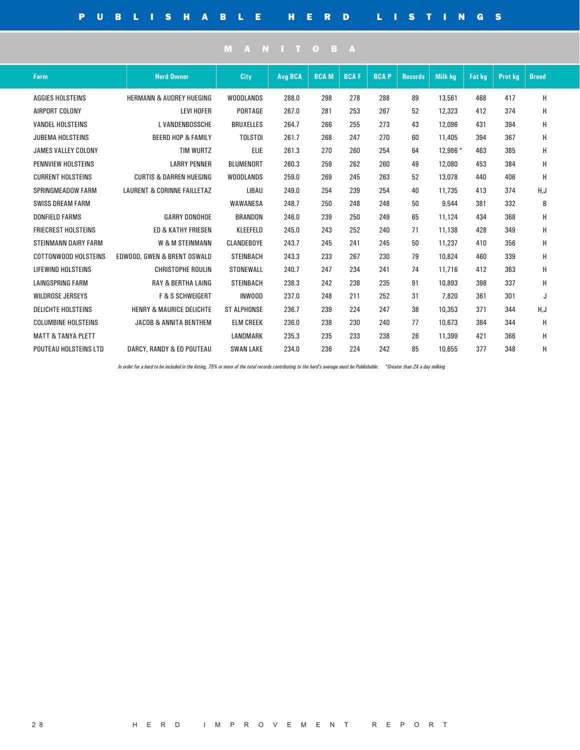# PUBLISHABLE HERD LISTINGS

## MANITOBA

| Farm | Herd Owner | City | Avg BCA | BCA M | BCA F | BCA P | Records | Milk kg | Fat kg | Prot kg | Breed |
|---|---|---|---|---|---|---|---|---|---|---|---|
| AGGIES HOLSTEINS | HERMANN & AUDREY HUEGING | WOODLANDS | 288.0 | 298 | 278 | 288 | 89 | 13,561 | 468 | 417 | H |
| AIRPORT COLONY | LEVI HOFER | PORTAGE | 267.0 | 281 | 253 | 267 | 52 | 12,323 | 412 | 374 | H |
| VANDEL HOLSTEINS | L VANDENBOSSCHE | BRUXELLES | 264.7 | 266 | 255 | 273 | 43 | 12,096 | 431 | 394 | H |
| JUBEMA HOLSTEINS | BEERD HOP & FAMILY | TOLSTOI | 261.7 | 268 | 247 | 270 | 60 | 11,405 | 394 | 367 | H |
| JAMES VALLEY COLONY | TIM WURTZ | ELIE | 261.3 | 270 | 260 | 254 | 64 | 12,986 * | 463 | 385 | H |
| PENNVIEW HOLSTEINS | LARRY PENNER | BLUMENORT | 260.3 | 259 | 262 | 260 | 49 | 12,080 | 453 | 384 | H |
| CURRENT HOLSTEINS | CURTIS & DARREN HUEGING | WOODLANDS | 259.0 | 269 | 245 | 263 | 52 | 13,078 | 440 | 406 | H |
| SPRINGMEADOW FARM | LAURENT & CORINNE FAILLETAZ | LIBAU | 249.0 | 254 | 239 | 254 | 40 | 11,735 | 413 | 374 | H,J |
| SWISS DREAM FARM | | WAWANESA | 248.7 | 250 | 248 | 248 | 50 | 9,544 | 381 | 332 | B |
| DONFIELD FARMS | GARRY DONOHOE | BRANDON | 246.0 | 239 | 250 | 249 | 65 | 11,124 | 434 | 368 | H |
| FRIECREST HOLSTEINS | ED & KATHY FRIESEN | KLEEFELD | 245.0 | 243 | 252 | 240 | 71 | 11,138 | 428 | 349 | H |
| STEINMANN DAIRY FARM | W & M STEINMANN | CLANDEBOYE | 243.7 | 245 | 241 | 245 | 50 | 11,237 | 410 | 356 | H |
| COTTONWOOD HOLSTEINS | EDWOOD, GWEN & BRENT OSWALD | STEINBACH | 243.3 | 233 | 267 | 230 | 79 | 10,824 | 460 | 339 | H |
| LIFEWIND HOLSTEINS | CHRISTOPHE ROULIN | STONEWALL | 240.7 | 247 | 234 | 241 | 74 | 11,716 | 412 | 363 | H |
| LAINGSPRING FARM | RAY & BERTHA LAING | STEINBACH | 238.3 | 242 | 238 | 235 | 91 | 10,893 | 398 | 337 | H |
| WILDROSE JERSEYS | F & S SCHWEIGERT | INWOOD | 237.0 | 248 | 211 | 252 | 31 | 7,820 | 361 | 301 | J |
| DELICHTE HOLSTEINS | HENRY & MAURICE DELICHTE | ST ALPHONSE | 236.7 | 239 | 224 | 247 | 38 | 10,353 | 371 | 344 | H,J |
| COLUMBINE HOLSTEINS | JACOB & ANNITA BENTHEM | ELM CREEK | 236.0 | 238 | 230 | 240 | 77 | 10,673 | 384 | 344 | H |
| MATT & TANYA PLETT | | LANDMARK | 235.3 | 235 | 233 | 238 | 26 | 11,399 | 421 | 366 | H |
| POUTEAU HOLSTEINS LTD | DARCY, RANDY & ED POUTEAU | SWAN LAKE | 234.0 | 236 | 224 | 242 | 85 | 10,655 | 377 | 348 | H |

*In order for a herd to be included in the listing, 75% or more of the total records contributing to the herd's average must be Publishable. *Greater than 2X a day milking*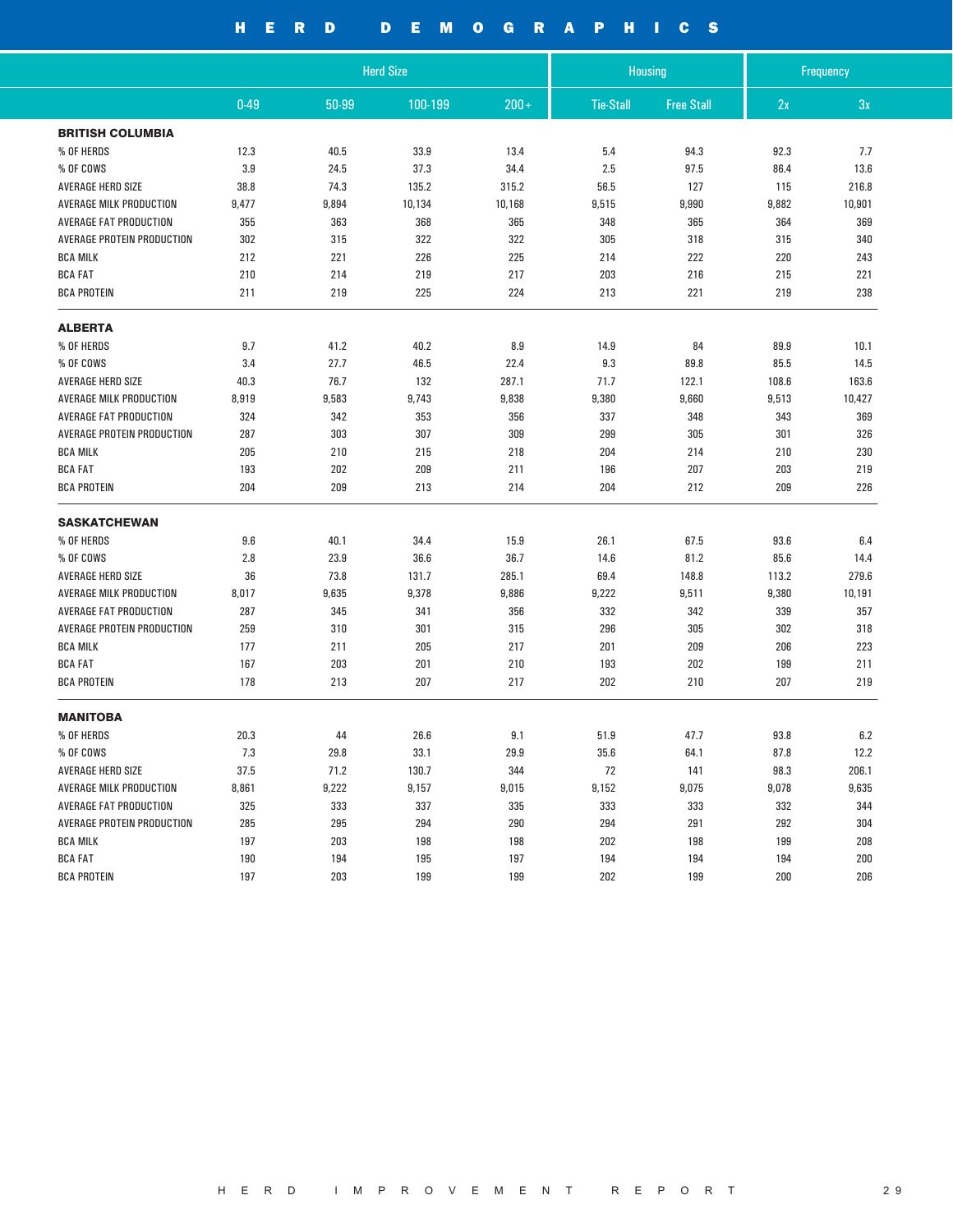# HERD DEMOGRAPHICS

| | Herd Size | | | | Housing | | Frequency | |
|---|---|---|---|---|---|---|---|---|
| | 0-49 | 50-99 | 100-199 | 200+ | Tie-Stall | Free Stall | 2x | 3x |
| **BRITISH COLUMBIA** | | | | | | | | |
| % OF HERDS | 12.3 | 40.5 | 33.9 | 13.4 | 5.4 | 94.3 | 92.3 | 7.7 |
| % OF COWS | 3.9 | 24.5 | 37.3 | 34.4 | 2.5 | 97.5 | 86.4 | 13.6 |
| AVERAGE HERD SIZE | 38.8 | 74.3 | 135.2 | 315.2 | 56.5 | 127 | 115 | 216.8 |
| AVERAGE MILK PRODUCTION | 9,477 | 9,894 | 10,134 | 10,168 | 9,515 | 9,990 | 9,882 | 10,901 |
| AVERAGE FAT PRODUCTION | 355 | 363 | 368 | 365 | 348 | 365 | 364 | 369 |
| AVERAGE PROTEIN PRODUCTION | 302 | 315 | 322 | 322 | 305 | 318 | 315 | 340 |
| BCA MILK | 212 | 221 | 226 | 225 | 214 | 222 | 220 | 243 |
| BCA FAT | 210 | 214 | 219 | 217 | 203 | 216 | 215 | 221 |
| BCA PROTEIN | 211 | 219 | 225 | 224 | 213 | 221 | 219 | 238 |
| **ALBERTA** | | | | | | | | |
| % OF HERDS | 9.7 | 41.2 | 40.2 | 8.9 | 14.9 | 84 | 89.9 | 10.1 |
| % OF COWS | 3.4 | 27.7 | 46.5 | 22.4 | 9.3 | 89.8 | 85.5 | 14.5 |
| AVERAGE HERD SIZE | 40.3 | 76.7 | 132 | 287.1 | 71.7 | 122.1 | 108.6 | 163.6 |
| AVERAGE MILK PRODUCTION | 8,919 | 9,583 | 9,743 | 9,838 | 9,380 | 9,660 | 9,513 | 10,427 |
| AVERAGE FAT PRODUCTION | 324 | 342 | 353 | 356 | 337 | 348 | 343 | 369 |
| AVERAGE PROTEIN PRODUCTION | 287 | 303 | 307 | 309 | 299 | 305 | 301 | 326 |
| BCA MILK | 205 | 210 | 215 | 218 | 204 | 214 | 210 | 230 |
| BCA FAT | 193 | 202 | 209 | 211 | 196 | 207 | 203 | 219 |
| BCA PROTEIN | 204 | 209 | 213 | 214 | 204 | 212 | 209 | 226 |
| **SASKATCHEWAN** | | | | | | | | |
| % OF HERDS | 9.6 | 40.1 | 34.4 | 15.9 | 26.1 | 67.5 | 93.6 | 6.4 |
| % OF COWS | 2.8 | 23.9 | 36.6 | 36.7 | 14.6 | 81.2 | 85.6 | 14.4 |
| AVERAGE HERD SIZE | 36 | 73.8 | 131.7 | 285.1 | 69.4 | 148.8 | 113.2 | 279.6 |
| AVERAGE MILK PRODUCTION | 8,017 | 9,635 | 9,378 | 9,886 | 9,222 | 9,511 | 9,380 | 10,191 |
| AVERAGE FAT PRODUCTION | 287 | 345 | 341 | 356 | 332 | 342 | 339 | 357 |
| AVERAGE PROTEIN PRODUCTION | 259 | 310 | 301 | 315 | 296 | 305 | 302 | 318 |
| BCA MILK | 177 | 211 | 205 | 217 | 201 | 209 | 206 | 223 |
| BCA FAT | 167 | 203 | 201 | 210 | 193 | 202 | 199 | 211 |
| BCA PROTEIN | 178 | 213 | 207 | 217 | 202 | 210 | 207 | 219 |
| **MANITOBA** | | | | | | | | |
| % OF HERDS | 20.3 | 44 | 26.6 | 9.1 | 51.9 | 47.7 | 93.8 | 6.2 |
| % OF COWS | 7.3 | 29.8 | 33.1 | 29.9 | 35.6 | 64.1 | 87.8 | 12.2 |
| AVERAGE HERD SIZE | 37.5 | 71.2 | 130.7 | 344 | 72 | 141 | 98.3 | 206.1 |
| AVERAGE MILK PRODUCTION | 8,861 | 9,222 | 9,157 | 9,015 | 9,152 | 9,075 | 9,078 | 9,635 |
| AVERAGE FAT PRODUCTION | 325 | 333 | 337 | 335 | 333 | 333 | 332 | 344 |
| AVERAGE PROTEIN PRODUCTION | 285 | 295 | 294 | 290 | 294 | 291 | 292 | 304 |
| BCA MILK | 197 | 203 | 198 | 198 | 202 | 198 | 199 | 208 |
| BCA FAT | 190 | 194 | 195 | 197 | 194 | 194 | 194 | 200 |
| BCA PROTEIN | 197 | 203 | 199 | 199 | 202 | 199 | 200 | 206 |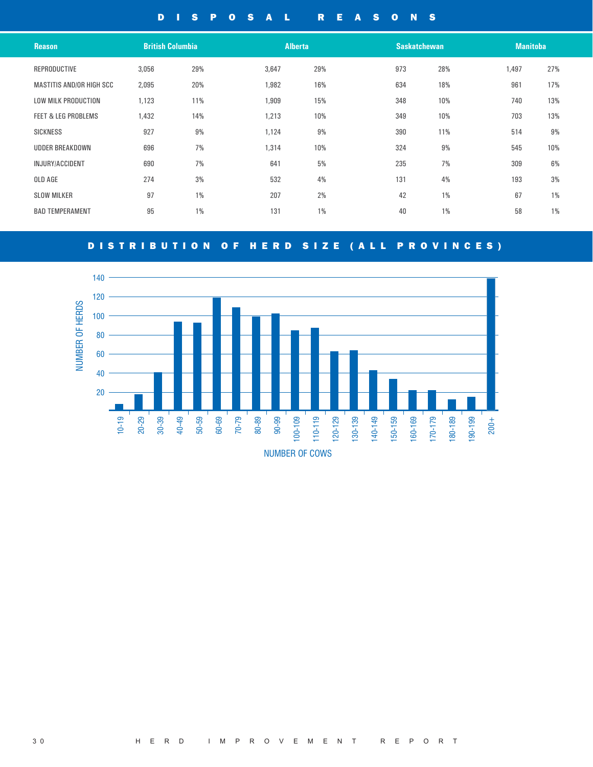## DISPOSAL REASONS

| Reason | British Columbia | | Alberta | | Saskatchewan | | Manitoba | |
|---|---|---|---|---|---|---|---|---|
| REPRODUCTIVE | 3,056 | 29% | 3,647 | 29% | 973 | 28% | 1,497 | 27% |
| MASTITIS AND/OR HIGH SCC | 2,095 | 20% | 1,982 | 16% | 634 | 18% | 961 | 17% |
| LOW MILK PRODUCTION | 1,123 | 11% | 1,909 | 15% | 348 | 10% | 740 | 13% |
| FEET & LEG PROBLEMS | 1,432 | 14% | 1,213 | 10% | 349 | 10% | 703 | 13% |
| SICKNESS | 927 | 9% | 1,124 | 9% | 390 | 11% | 514 | 9% |
| UDDER BREAKDOWN | 696 | 7% | 1,314 | 10% | 324 | 9% | 545 | 10% |
| INJURY/ACCIDENT | 690 | 7% | 641 | 5% | 235 | 7% | 309 | 6% |
| OLD AGE | 274 | 3% | 532 | 4% | 131 | 4% | 193 | 3% |
| SLOW MILKER | 97 | 1% | 207 | 2% | 42 | 1% | 67 | 1% |
| BAD TEMPERAMENT | 95 | 1% | 131 | 1% | 40 | 1% | 58 | 1% |

## DISTRIBUTION OF HERD SIZE (ALL PROVINCES)

NUMBER OF HERDS (0–140) vs. NUMBER OF COWS (10-19, 20-29, 30-39, 40-49, 50-59, 60-69, 70-79, 80-89, 90-99, 100-109, 110-119, 120-129, 130-139, 140-149, 150-159, 160-169, 170-179, 180-189, 190-199, 200+)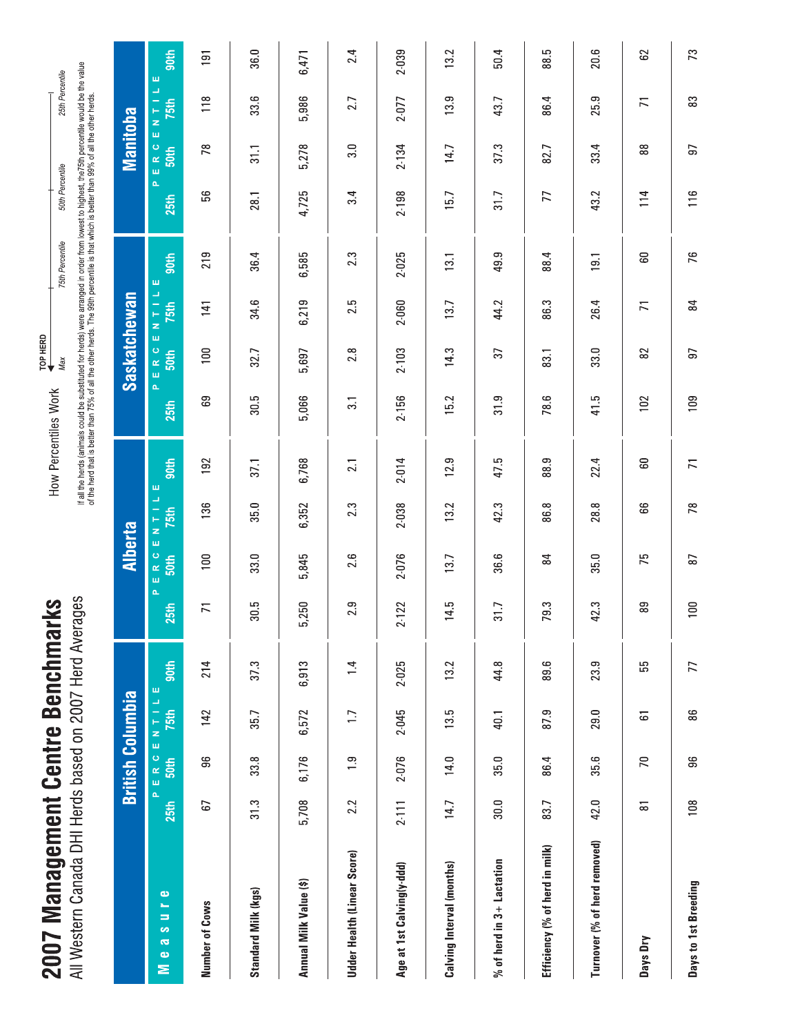# 2007 Management Centre Benchmarks

All Western Canada DHI Herds based on 2007 Herd Averages

How Percentiles Work

If all the herds (animals could be substituted for herds) were arranged in order from lowest to highest, the75th percentile would be the value of the herd that is better than 75% of all the other herds. The 99th percentile is that which is better than 99% of all the other herds.

TOP HERD
Max
75th Percentile
50th Percentile
25th Percentile

| Measure | British Columbia | | | | Alberta | | | | Saskatchewan | | | | Manitoba | | | |
|---|---|---|---|---|---|---|---|---|---|---|---|---|---|---|---|---|
| | PERCENTILE | | | | PERCENTILE | | | | PERCENTILE | | | | PERCENTILE | | | |
| | 25th | 50th | 75th | 90th | 25th | 50th | 75th | 90th | 25th | 50th | 75th | 90th | 25th | 50th | 75th | 90th |
| Number of Cows | 67 | 96 | 142 | 214 | 71 | 100 | 136 | 192 | 69 | 100 | 141 | 219 | 56 | 78 | 118 | 191 |
| Standard Milk (kgs) | 31.3 | 33.8 | 35.7 | 37.3 | 30.5 | 33.0 | 35.0 | 37.1 | 30.5 | 32.7 | 34.6 | 36.4 | 28.1 | 31.1 | 33.6 | 36.0 |
| Annual Milk Value ($) | 5,708 | 6,176 | 6,572 | 6,913 | 5,250 | 5,845 | 6,352 | 6,768 | 5,066 | 5,697 | 6,219 | 6,585 | 4,725 | 5,278 | 5,986 | 6,471 |
| Udder Health (Linear Score) | 2.2 | 1.9 | 1.7 | 1.4 | 2.9 | 2.6 | 2.3 | 2.1 | 3.1 | 2.8 | 2.5 | 2.3 | 3.4 | 3.0 | 2.7 | 2.4 |
| Age at 1st Calving(y-ddd) | 2-111 | 2-076 | 2-045 | 2-025 | 2-122 | 2-076 | 2-038 | 2-014 | 2-156 | 2-103 | 2-060 | 2-025 | 2-198 | 2-134 | 2-077 | 2-039 |
| Calving Interval (months) | 14.7 | 14.0 | 13.5 | 13.2 | 14.5 | 13.7 | 13.2 | 12.9 | 15.2 | 14.3 | 13.7 | 13.1 | 15.7 | 14.7 | 13.9 | 13.2 |
| % of herd in 3+ Lactation | 30.0 | 35.0 | 40.1 | 44.8 | 31.7 | 36.6 | 42.3 | 47.5 | 31.9 | 37 | 44.2 | 49.9 | 31.7 | 37.3 | 43.7 | 50.4 |
| Efficiency (% of herd in milk) | 83.7 | 86.4 | 87.9 | 89.6 | 79.3 | 84 | 86.8 | 88.9 | 78.6 | 83.1 | 86.3 | 88.4 | 77 | 82.7 | 86.4 | 88.5 |
| Turnover (% of herd removed) | 42.0 | 35.6 | 29.0 | 23.9 | 42.3 | 35.0 | 28.8 | 22.4 | 41.5 | 33.0 | 26.4 | 19.1 | 43.2 | 33.4 | 25.9 | 20.6 |
| Days Dry | 81 | 70 | 61 | 55 | 89 | 75 | 66 | 60 | 102 | 82 | 71 | 60 | 114 | 88 | 71 | 62 |
| Days to 1st Breeding | 108 | 96 | 86 | 77 | 100 | 87 | 78 | 71 | 109 | 97 | 84 | 76 | 116 | 97 | 83 | 73 |